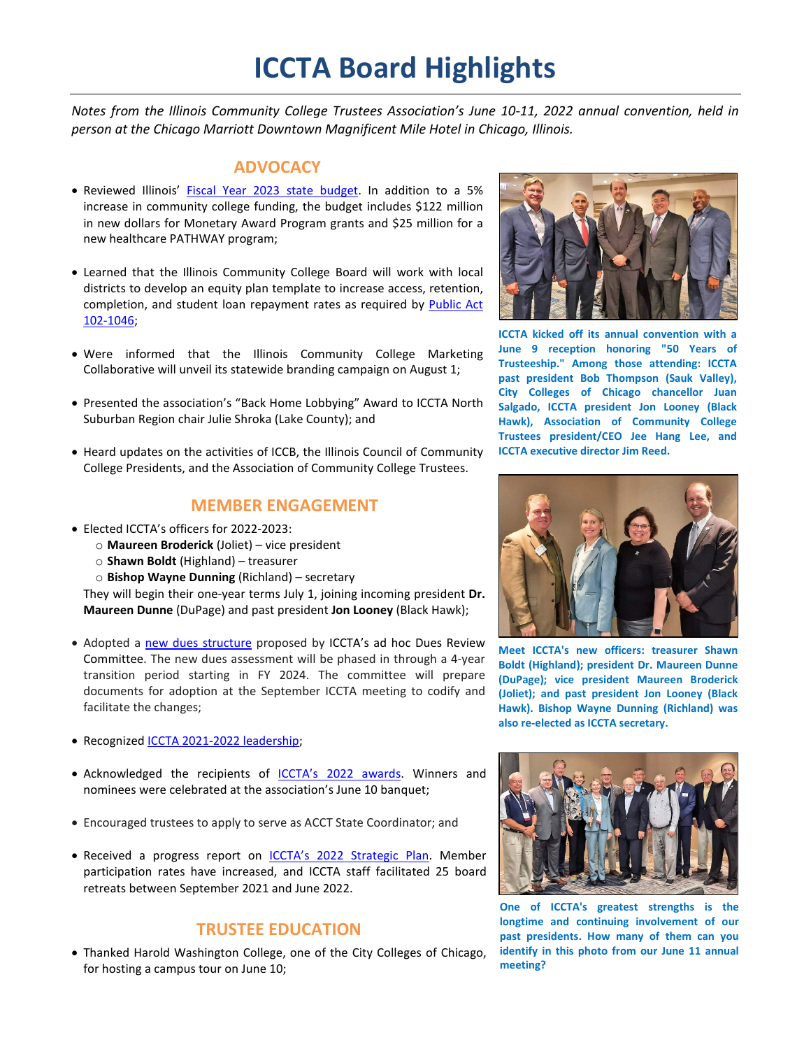# ICCTA Board Highlights

*Notes from the Illinois Community College Trustees Association's June 10-11, 2022 annual convention, held in person at the Chicago Marriott Downtown Magnificent Mile Hotel in Chicago, Illinois.*

## ADVOCACY

- Reviewed Illinois' Fiscal Year 2023 state budget. In addition to a 5% increase in community college funding, the budget includes $122 million in new dollars for Monetary Award Program grants and $25 million for a new healthcare PATHWAY program;
- Learned that the Illinois Community College Board will work with local districts to develop an equity plan template to increase access, retention, completion, and student loan repayment rates as required by Public Act 102-1046;
- Were informed that the Illinois Community College Marketing Collaborative will unveil its statewide branding campaign on August 1;
- Presented the association's "Back Home Lobbying" Award to ICCTA North Suburban Region chair Julie Shroka (Lake County); and
- Heard updates on the activities of ICCB, the Illinois Council of Community College Presidents, and the Association of Community College Trustees.

**ICCTA kicked off its annual convention with a June 9 reception honoring "50 Years of Trusteeship." Among those attending: ICCTA past president Bob Thompson (Sauk Valley), City Colleges of Chicago chancellor Juan Salgado, ICCTA president Jon Looney (Black Hawk), Association of Community College Trustees president/CEO Jee Hang Lee, and ICCTA executive director Jim Reed.**

## MEMBER ENGAGEMENT

- Elected ICCTA's officers for 2022-2023:
  - **Maureen Broderick** (Joliet) – vice president
  - **Shawn Boldt** (Highland) – treasurer
  - **Bishop Wayne Dunning** (Richland) – secretary

  They will begin their one-year terms July 1, joining incoming president **Dr. Maureen Dunne** (DuPage) and past president **Jon Looney** (Black Hawk);
- Adopted a new dues structure proposed by ICCTA's ad hoc Dues Review Committee. The new dues assessment will be phased in through a 4-year transition period starting in FY 2024. The committee will prepare documents for adoption at the September ICCTA meeting to codify and facilitate the changes;
- Recognized ICCTA 2021-2022 leadership;
- Acknowledged the recipients of ICCTA's 2022 awards. Winners and nominees were celebrated at the association's June 10 banquet;
- Encouraged trustees to apply to serve as ACCT State Coordinator; and
- Received a progress report on ICCTA's 2022 Strategic Plan. Member participation rates have increased, and ICCTA staff facilitated 25 board retreats between September 2021 and June 2022.

**Meet ICCTA's new officers: treasurer Shawn Boldt (Highland); president Dr. Maureen Dunne (DuPage); vice president Maureen Broderick (Joliet); and past president Jon Looney (Black Hawk). Bishop Wayne Dunning (Richland) was also re-elected as ICCTA secretary.**

**One of ICCTA's greatest strengths is the longtime and continuing involvement of our past presidents. How many of them can you identify in this photo from our June 11 annual meeting?**

## TRUSTEE EDUCATION

- Thanked Harold Washington College, one of the City Colleges of Chicago, for hosting a campus tour on June 10;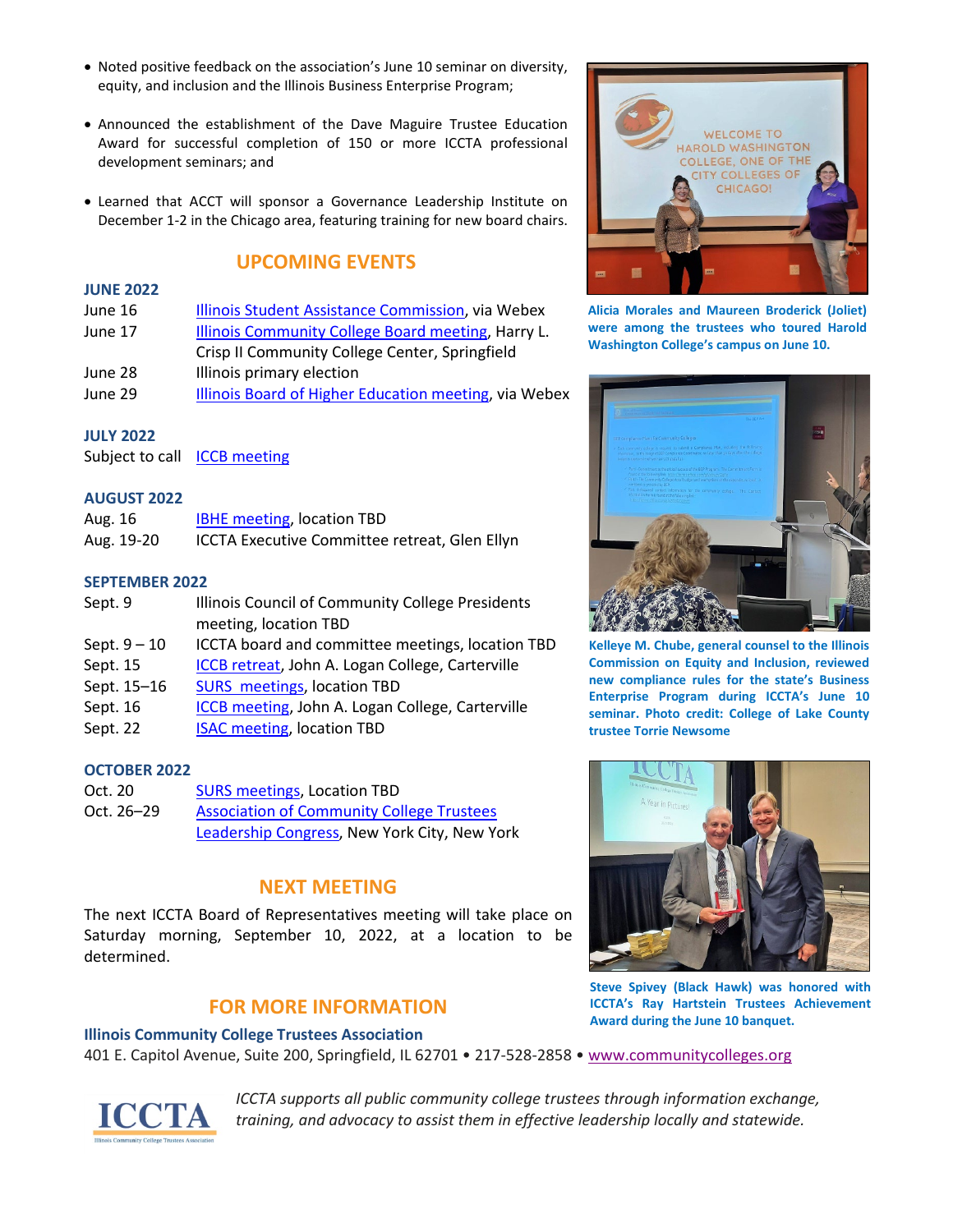- Noted positive feedback on the association's June 10 seminar on diversity, equity, and inclusion and the Illinois Business Enterprise Program;
- Announced the establishment of the Dave Maguire Trustee Education Award for successful completion of 150 or more ICCTA professional development seminars; and
- Learned that ACCT will sponsor a Governance Leadership Institute on December 1-2 in the Chicago area, featuring training for new board chairs.

## UPCOMING EVENTS

### JUNE 2022

| | |
|---|---|
| June 16 | Illinois Student Assistance Commission, via Webex |
| June 17 | Illinois Community College Board meeting, Harry L. Crisp II Community College Center, Springfield |
| June 28 | Illinois primary election |
| June 29 | Illinois Board of Higher Education meeting, via Webex |

### JULY 2022

| | |
|---|---|
| Subject to call | ICCB meeting |

### AUGUST 2022

| | |
|---|---|
| Aug. 16 | IBHE meeting, location TBD |
| Aug. 19-20 | ICCTA Executive Committee retreat, Glen Ellyn |

### SEPTEMBER 2022

| | |
|---|---|
| Sept. 9 | Illinois Council of Community College Presidents meeting, location TBD |
| Sept. 9 – 10 | ICCTA board and committee meetings, location TBD |
| Sept. 15 | ICCB retreat, John A. Logan College, Carterville |
| Sept. 15–16 | SURS meetings, location TBD |
| Sept. 16 | ICCB meeting, John A. Logan College, Carterville |
| Sept. 22 | ISAC meeting, location TBD |

### OCTOBER 2022

| | |
|---|---|
| Oct. 20 | SURS meetings, Location TBD |
| Oct. 26–29 | Association of Community College Trustees Leadership Congress, New York City, New York |

## NEXT MEETING

The next ICCTA Board of Representatives meeting will take place on Saturday morning, September 10, 2022, at a location to be determined.

**Alicia Morales and Maureen Broderick (Joliet) were among the trustees who toured Harold Washington College's campus on June 10.**

**Kelleye M. Chube, general counsel to the Illinois Commission on Equity and Inclusion, reviewed new compliance rules for the state's Business Enterprise Program during ICCTA's June 10 seminar. Photo credit: College of Lake County trustee Torrie Newsome**

**Steve Spivey (Black Hawk) was honored with ICCTA's Ray Hartstein Trustees Achievement Award during the June 10 banquet.**

## FOR MORE INFORMATION

**Illinois Community College Trustees Association**

401 E. Capitol Avenue, Suite 200, Springfield, IL 62701 • 217-528-2858 • www.communitycolleges.org

*ICCTA supports all public community college trustees through information exchange, training, and advocacy to assist them in effective leadership locally and statewide.*